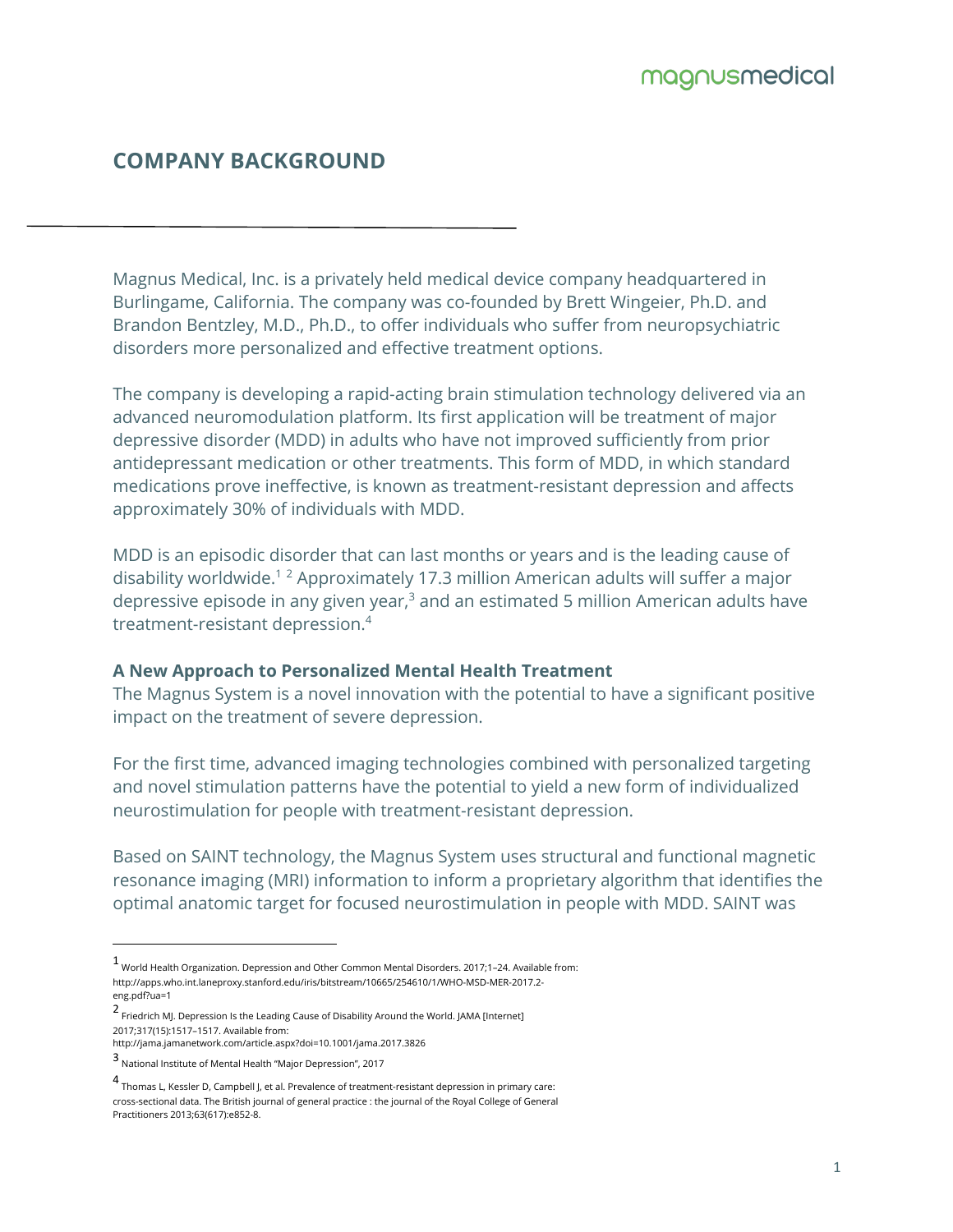# COMPANY BACKGROUND

Magnus Medical, Inc. is a privately held medical device company headquartered in Burlingame, California. The company was co-founded by Brett Wingeier, Ph.D. and Brandon Bentzley, M.D., Ph.D., to offer individuals who suffer from neuropsychiatric disorders more personalized and effective treatment options.

The company is developing a rapid-acting brain stimulation technology delivered via an advanced neuromodulation platform. Its first application will be treatment of major depressive disorder (MDD) in adults who have not improved sufficiently from prior antidepressant medication or other treatments. This form of MDD, in which standard medications prove ineffective, is known as treatment-resistant depression and affects approximately 30% of individuals with MDD.

MDD is an episodic disorder that can last months or years and is the leading cause of disability worldwide.[1] [2] Approximately 17.3 million American adults will suffer a major depressive episode in any given year,[3] and an estimated 5 million American adults have treatment-resistant depression.[4]

**A New Approach to Personalized Mental Health Treatment**

The Magnus System is a novel innovation with the potential to have a significant positive impact on the treatment of severe depression.

For the first time, advanced imaging technologies combined with personalized targeting and novel stimulation patterns have the potential to yield a new form of individualized neurostimulation for people with treatment-resistant depression.

Based on SAINT technology, the Magnus System uses structural and functional magnetic resonance imaging (MRI) information to inform a proprietary algorithm that identifies the optimal anatomic target for focused neurostimulation in people with MDD. SAINT was

---

1 World Health Organization. Depression and Other Common Mental Disorders. 2017;1–24. Available from: http://apps.who.int.laneproxy.stanford.edu/iris/bitstream/10665/254610/1/WHO-MSD-MER-2017.2-eng.pdf?ua=1

2 Friedrich MJ. Depression Is the Leading Cause of Disability Around the World. JAMA [Internet] 2017;317(15):1517–1517. Available from: http://jama.jamanetwork.com/article.aspx?doi=10.1001/jama.2017.3826

3 National Institute of Mental Health "Major Depression", 2017

4 Thomas L, Kessler D, Campbell J, et al. Prevalence of treatment-resistant depression in primary care: cross-sectional data. The British journal of general practice : the journal of the Royal College of General Practitioners 2013;63(617):e852-8.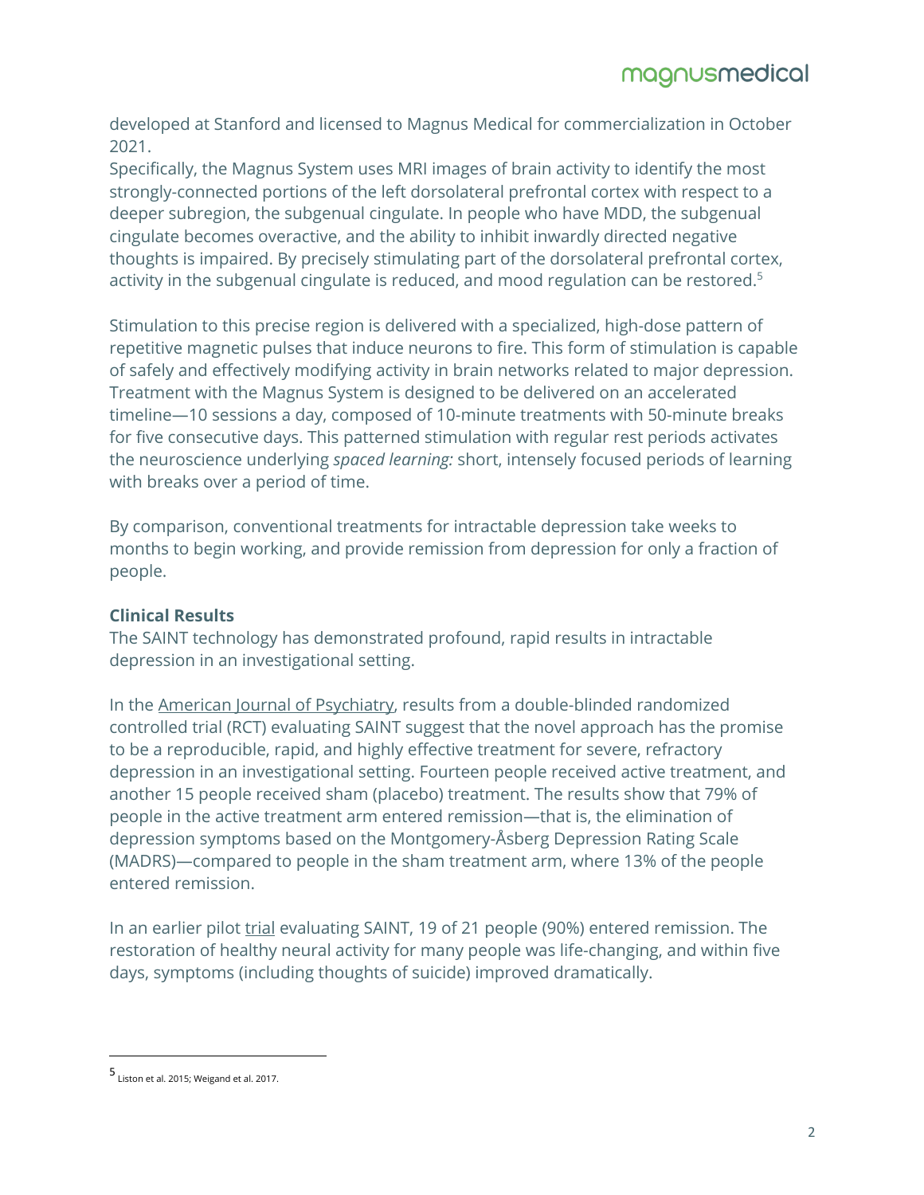developed at Stanford and licensed to Magnus Medical for commercialization in October 2021.
Specifically, the Magnus System uses MRI images of brain activity to identify the most strongly-connected portions of the left dorsolateral prefrontal cortex with respect to a deeper subregion, the subgenual cingulate. In people who have MDD, the subgenual cingulate becomes overactive, and the ability to inhibit inwardly directed negative thoughts is impaired. By precisely stimulating part of the dorsolateral prefrontal cortex, activity in the subgenual cingulate is reduced, and mood regulation can be restored.[5]

Stimulation to this precise region is delivered with a specialized, high-dose pattern of repetitive magnetic pulses that induce neurons to fire. This form of stimulation is capable of safely and effectively modifying activity in brain networks related to major depression. Treatment with the Magnus System is designed to be delivered on an accelerated timeline—10 sessions a day, composed of 10-minute treatments with 50-minute breaks for five consecutive days. This patterned stimulation with regular rest periods activates the neuroscience underlying *spaced learning:* short, intensely focused periods of learning with breaks over a period of time.

By comparison, conventional treatments for intractable depression take weeks to months to begin working, and provide remission from depression for only a fraction of people.

**Clinical Results**

The SAINT technology has demonstrated profound, rapid results in intractable depression in an investigational setting.

In the American Journal of Psychiatry, results from a double-blinded randomized controlled trial (RCT) evaluating SAINT suggest that the novel approach has the promise to be a reproducible, rapid, and highly effective treatment for severe, refractory depression in an investigational setting. Fourteen people received active treatment, and another 15 people received sham (placebo) treatment. The results show that 79% of people in the active treatment arm entered remission—that is, the elimination of depression symptoms based on the Montgomery-Åsberg Depression Rating Scale (MADRS)—compared to people in the sham treatment arm, where 13% of the people entered remission.

In an earlier pilot trial evaluating SAINT, 19 of 21 people (90%) entered remission. The restoration of healthy neural activity for many people was life-changing, and within five days, symptoms (including thoughts of suicide) improved dramatically.

[5] Liston et al. 2015; Weigand et al. 2017.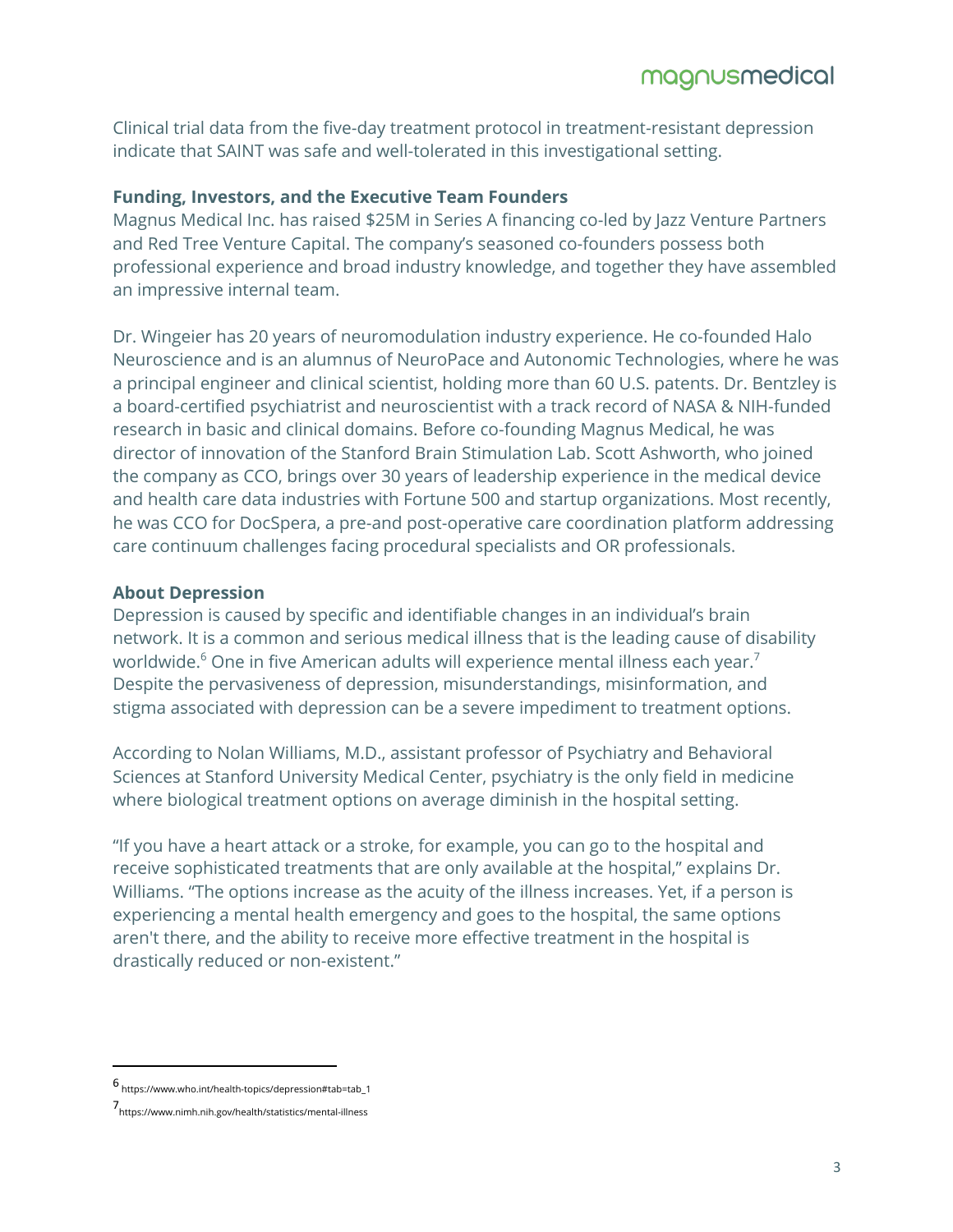Clinical trial data from the five-day treatment protocol in treatment-resistant depression indicate that SAINT was safe and well-tolerated in this investigational setting.

**Funding, Investors, and the Executive Team Founders**

Magnus Medical Inc. has raised $25M in Series A financing co-led by Jazz Venture Partners and Red Tree Venture Capital. The company's seasoned co-founders possess both professional experience and broad industry knowledge, and together they have assembled an impressive internal team.

Dr. Wingeier has 20 years of neuromodulation industry experience. He co-founded Halo Neuroscience and is an alumnus of NeuroPace and Autonomic Technologies, where he was a principal engineer and clinical scientist, holding more than 60 U.S. patents. Dr. Bentzley is a board-certified psychiatrist and neuroscientist with a track record of NASA & NIH-funded research in basic and clinical domains. Before co-founding Magnus Medical, he was director of innovation of the Stanford Brain Stimulation Lab. Scott Ashworth, who joined the company as CCO, brings over 30 years of leadership experience in the medical device and health care data industries with Fortune 500 and startup organizations. Most recently, he was CCO for DocSpera, a pre-and post-operative care coordination platform addressing care continuum challenges facing procedural specialists and OR professionals.

**About Depression**

Depression is caused by specific and identifiable changes in an individual's brain network. It is a common and serious medical illness that is the leading cause of disability worldwide.[6] One in five American adults will experience mental illness each year.[7] Despite the pervasiveness of depression, misunderstandings, misinformation, and stigma associated with depression can be a severe impediment to treatment options.

According to Nolan Williams, M.D., assistant professor of Psychiatry and Behavioral Sciences at Stanford University Medical Center, psychiatry is the only field in medicine where biological treatment options on average diminish in the hospital setting.

"If you have a heart attack or a stroke, for example, you can go to the hospital and receive sophisticated treatments that are only available at the hospital," explains Dr. Williams. "The options increase as the acuity of the illness increases. Yet, if a person is experiencing a mental health emergency and goes to the hospital, the same options aren't there, and the ability to receive more effective treatment in the hospital is drastically reduced or non-existent."

---

[6] https://www.who.int/health-topics/depression#tab=tab_1

[7] https://www.nimh.nih.gov/health/statistics/mental-illness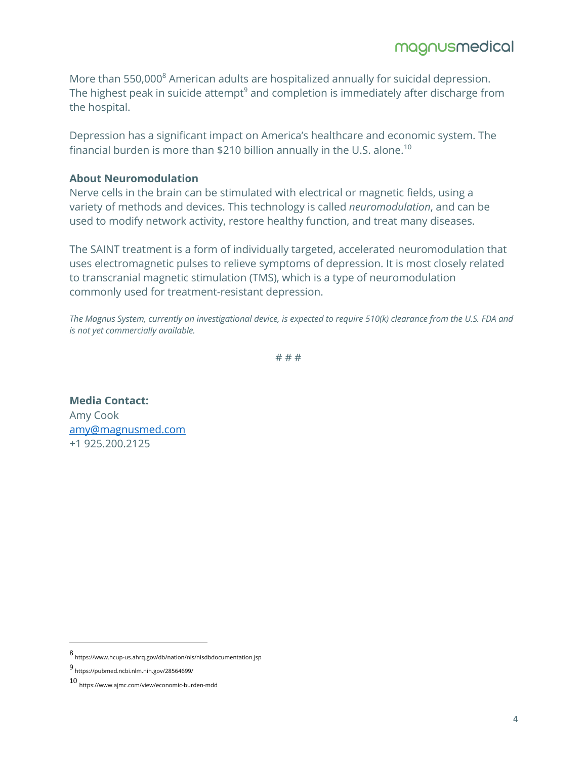More than 550,000[8] American adults are hospitalized annually for suicidal depression. The highest peak in suicide attempt[9] and completion is immediately after discharge from the hospital.

Depression has a significant impact on America's healthcare and economic system. The financial burden is more than $210 billion annually in the U.S. alone.[10]

**About Neuromodulation**

Nerve cells in the brain can be stimulated with electrical or magnetic fields, using a variety of methods and devices. This technology is called *neuromodulation*, and can be used to modify network activity, restore healthy function, and treat many diseases.

The SAINT treatment is a form of individually targeted, accelerated neuromodulation that uses electromagnetic pulses to relieve symptoms of depression. It is most closely related to transcranial magnetic stimulation (TMS), which is a type of neuromodulation commonly used for treatment-resistant depression.

*The Magnus System, currently an investigational device, is expected to require 510(k) clearance from the U.S. FDA and is not yet commercially available.*

# # #

**Media Contact:**
Amy Cook
amy@magnusmed.com
+1 925.200.2125

---

8 https://www.hcup-us.ahrq.gov/db/nation/nis/nisdbdocumentation.jsp

9 https://pubmed.ncbi.nlm.nih.gov/28564699/

10 https://www.ajmc.com/view/economic-burden-mdd